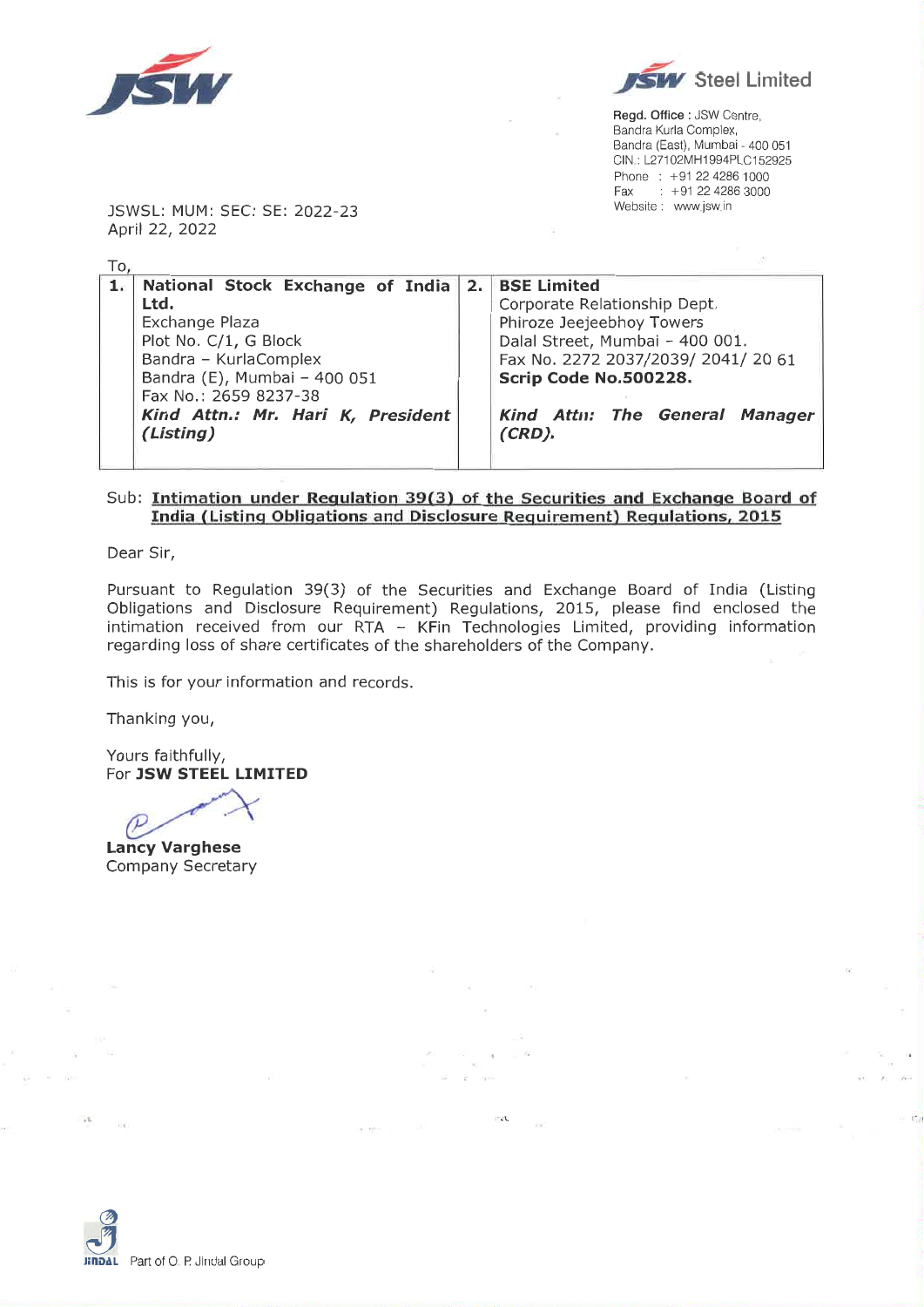**JSW Steel Limited**

**Regd. Office** : JSW Centre,
Bandra Kurla Complex,
Bandra (East), Mumbai - 400 051
CIN.: L27102MH1994PLC152925
Phone : +91 22 4286 1000
Fax : +91 22 4286 3000
Website : www.jsw.in

JSWSL: MUM: SEC: SE: 2022-23
April 22, 2022

To,

| 1. | **National Stock Exchange of India Ltd.**<br>Exchange Plaza<br>Plot No. C/1, G Block<br>Bandra – KurlaComplex<br>Bandra (E), Mumbai – 400 051<br>Fax No.: 2659 8237-38<br>***Kind Attn.: Mr. Hari K, President (Listing)*** | 2. | **BSE Limited**<br>Corporate Relationship Dept.<br>Phiroze Jeejeebhoy Towers<br>Dalal Street, Mumbai – 400 001.<br>Fax No. 2272 2037/2039/ 2041/ 20 61<br>**Scrip Code No.500228.**<br>***Kind Attn: The General Manager (CRD).*** |
|---|---|---|---|

Sub: **Intimation under Regulation 39(3) of the Securities and Exchange Board of India (Listing Obligations and Disclosure Requirement) Regulations, 2015**

Dear Sir,

Pursuant to Regulation 39(3) of the Securities and Exchange Board of India (Listing Obligations and Disclosure Requirement) Regulations, 2015, please find enclosed the intimation received from our RTA – KFin Technologies Limited, providing information regarding loss of share certificates of the shareholders of the Company.

This is for your information and records.

Thanking you,

Yours faithfully,
For **JSW STEEL LIMITED**

**Lancy Varghese**
Company Secretary

Part of O. P. Jindal Group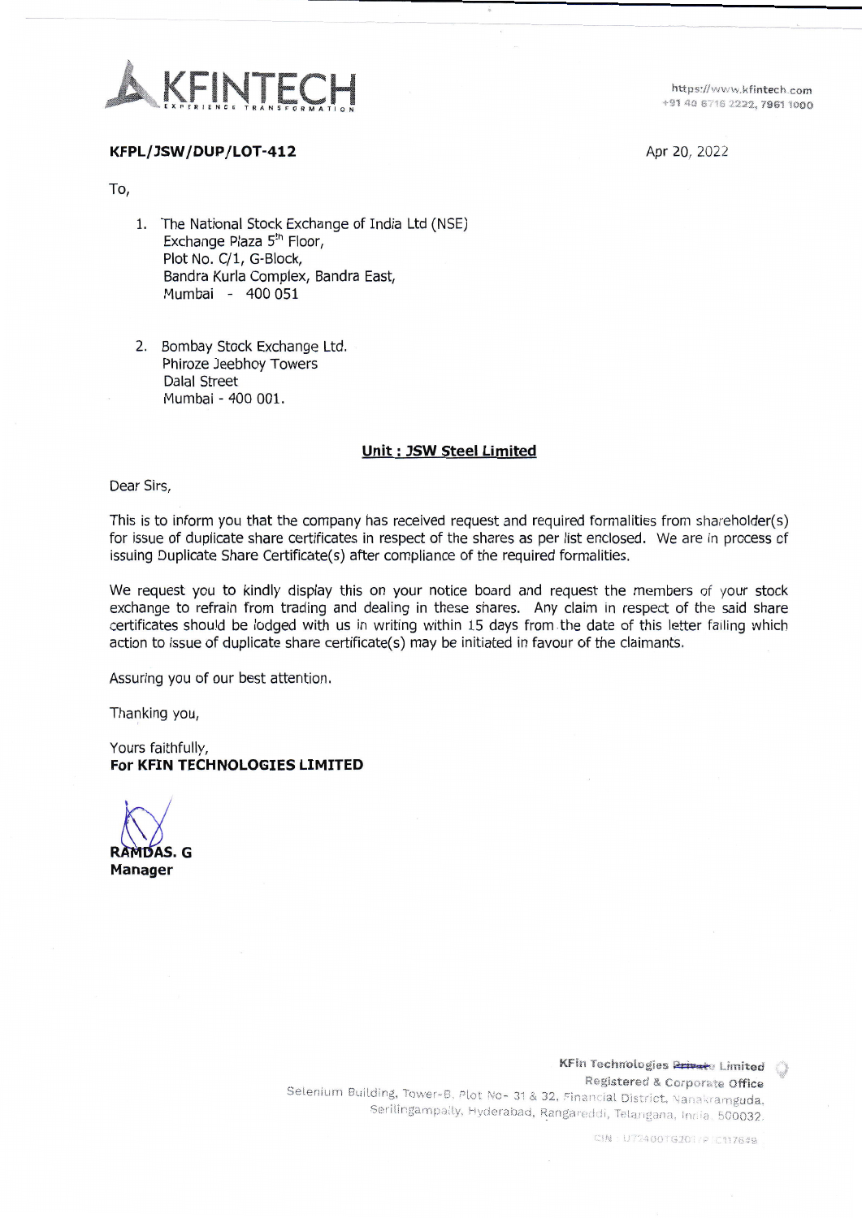**KFINTECH**
EXPERIENCE TRANSFORMATION

https://www.kfintech.com
+91 40 6716 2222, 7961 1000

**KFPL/JSW/DUP/LOT-412**

Apr 20, 2022

To,

1. The National Stock Exchange of India Ltd (NSE)
   Exchange Plaza 5th Floor,
   Plot No. C/1, G-Block,
   Bandra Kurla Complex, Bandra East,
   Mumbai - 400 051

2. Bombay Stock Exchange Ltd.
   Phiroze Jeebhoy Towers
   Dalal Street
   Mumbai - 400 001.

**Unit : JSW Steel Limited**

Dear Sirs,

This is to inform you that the company has received request and required formalities from shareholder(s) for issue of duplicate share certificates in respect of the shares as per list enclosed. We are in process of issuing Duplicate Share Certificate(s) after compliance of the required formalities.

We request you to kindly display this on your notice board and request the members of your stock exchange to refrain from trading and dealing in these shares. Any claim in respect of the said share certificates should be lodged with us in writing within 15 days from the date of this letter failing which action to issue of duplicate share certificate(s) may be initiated in favour of the claimants.

Assuring you of our best attention.

Thanking you,

Yours faithfully,
**For KFIN TECHNOLOGIES LIMITED**

**RAMDAS. G**
**Manager**

**KFin Technologies ~~Private~~ Limited**
Registered & Corporate Office
Selenium Building, Tower-B, Plot No- 31 & 32, Financial District, Nanakramguda,
Serilingampally, Hyderabad, Rangareddi, Telangana, India 500032.

CIN : U72400TG2017PLC117649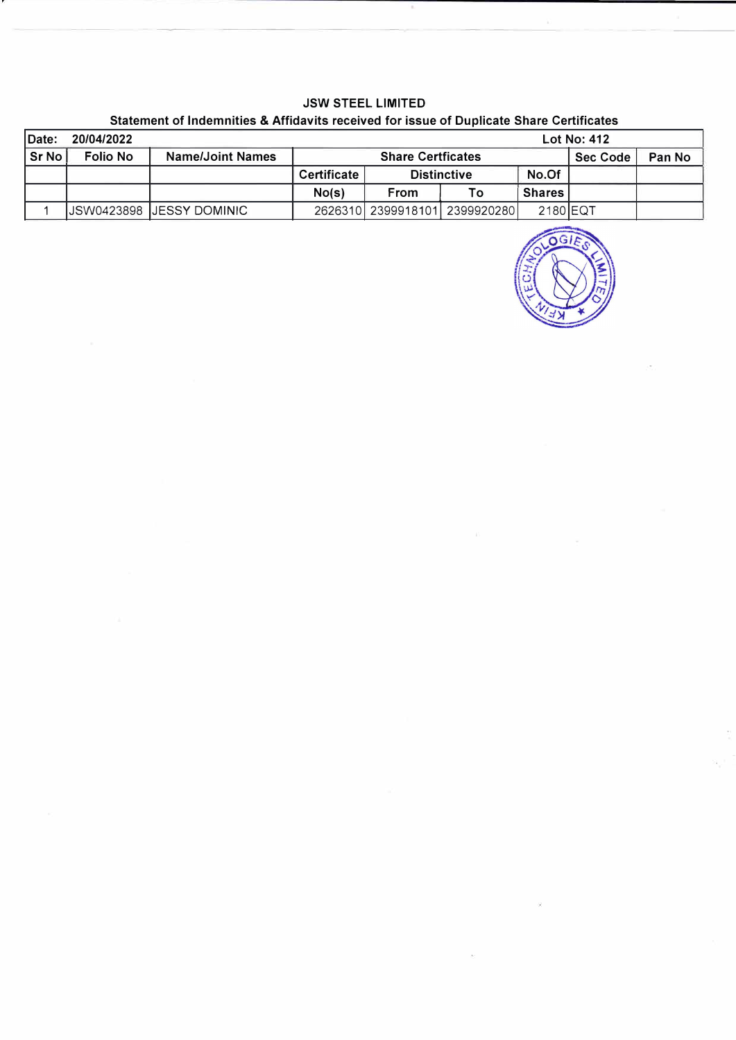**JSW STEEL LIMITED**

**Statement of Indemnities & Affidavits received for issue of Duplicate Share Certificates**

| Date: 20/04/2022 | | | | | | | Lot No: 412 | |
|---|---|---|---|---|---|---|---|---|
| Sr No | Folio No | Name/Joint Names | Share Certficates | | | | Sec Code | Pan No |
| | | | Certificate | Distinctive | | No.Of | | |
| | | | No(s) | From | To | Shares | | |
| 1 | JSW0423898 | JESSY DOMINIC | 2626310 | 2399918101 | 2399920280 | 2180 | EQT | |